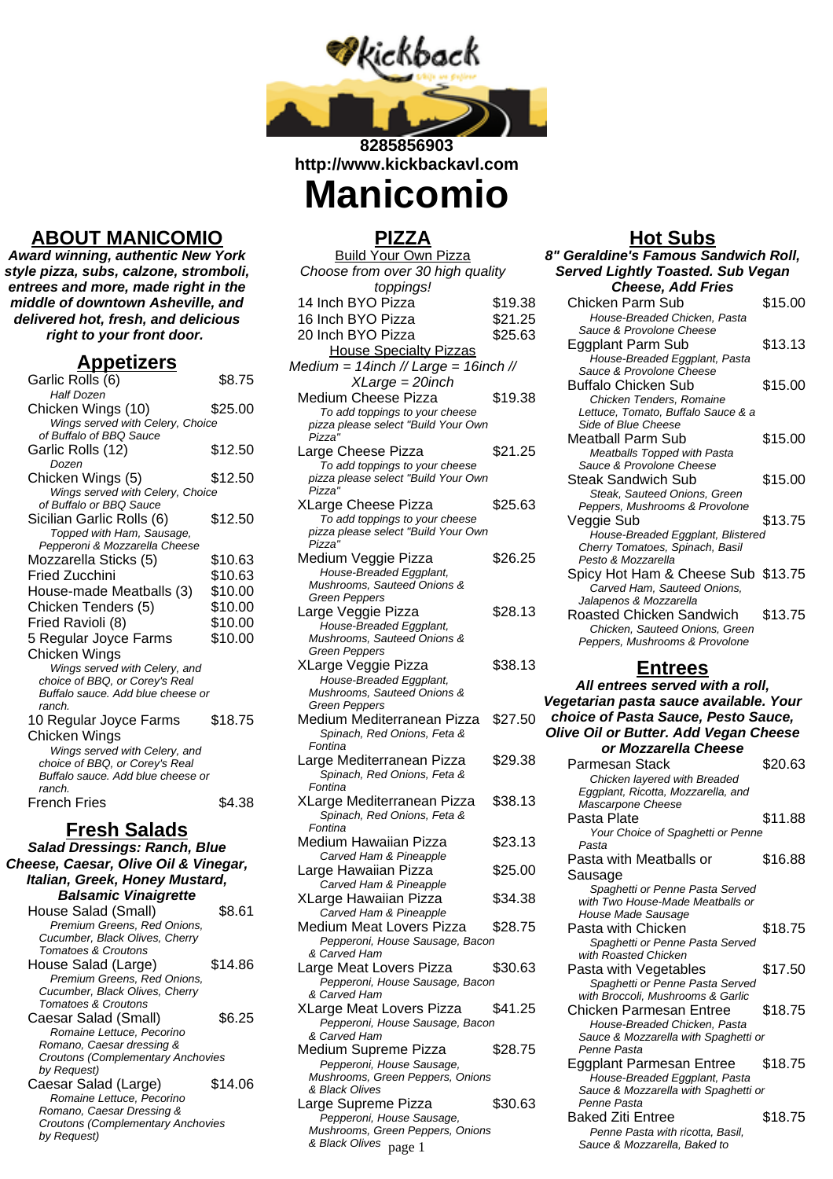8285856903
http://www.kickbackavl.com

# Manicomio

## ABOUT MANICOMIO

**Award winning, authentic New York style pizza, subs, calzone, stromboli, entrees and more, made right in the middle of downtown Asheville, and delivered hot, fresh, and delicious right to your front door.**

## Appetizers

| Item | Price |
|---|---|
| Garlic Rolls (6)<br>*Half Dozen* | $8.75 |
| Chicken Wings (10)<br>*Wings served with Celery, Choice of Buffalo of BBQ Sauce* | $25.00 |
| Garlic Rolls (12)<br>*Dozen* | $12.50 |
| Chicken Wings (5)<br>*Wings served with Celery, Choice of Buffalo or BBQ Sauce* | $12.50 |
| Sicilian Garlic Rolls (6)<br>*Topped with Ham, Sausage, Pepperoni & Mozzarella Cheese* | $12.50 |
| Mozzarella Sticks (5) | $10.63 |
| Fried Zucchini | $10.63 |
| House-made Meatballs (3) | $10.00 |
| Chicken Tenders (5) | $10.00 |
| Fried Ravioli (8) | $10.00 |
| 5 Regular Joyce Farms Chicken Wings<br>*Wings served with Celery, and choice of BBQ, or Corey's Real Buffalo sauce. Add blue cheese or ranch.* | $10.00 |
| 10 Regular Joyce Farms Chicken Wings<br>*Wings served with Celery, and choice of BBQ, or Corey's Real Buffalo sauce. Add blue cheese or ranch.* | $18.75 |
| French Fries | $4.38 |

## Fresh Salads

**Salad Dressings: Ranch, Blue Cheese, Caesar, Olive Oil & Vinegar, Italian, Greek, Honey Mustard, Balsamic Vinaigrette**

| Item | Price |
|---|---|
| House Salad (Small)<br>*Premium Greens, Red Onions, Cucumber, Black Olives, Cherry Tomatoes & Croutons* | $8.61 |
| House Salad (Large)<br>*Premium Greens, Red Onions, Cucumber, Black Olives, Cherry Tomatoes & Croutons* | $14.86 |
| Caesar Salad (Small)<br>*Romaine Lettuce, Pecorino Romano, Caesar dressing & Croutons (Complementary Anchovies by Request)* | $6.25 |
| Caesar Salad (Large)<br>*Romaine Lettuce, Pecorino Romano, Caesar Dressing & Croutons (Complementary Anchovies by Request)* | $14.06 |

## PIZZA

Build Your Own Pizza

*Choose from over 30 high quality toppings!*

| Item | Price |
|---|---|
| 14 Inch BYO Pizza | $19.38 |
| 16 Inch BYO Pizza | $21.25 |
| 20 Inch BYO Pizza | $25.63 |

House Specialty Pizzas

*Medium = 14inch // Large = 16inch // XLarge = 20inch*

| Item | Price |
|---|---|
| Medium Cheese Pizza<br>*To add toppings to your cheese pizza please select "Build Your Own Pizza"* | $19.38 |
| Large Cheese Pizza<br>*To add toppings to your cheese pizza please select "Build Your Own Pizza"* | $21.25 |
| XLarge Cheese Pizza<br>*To add toppings to your cheese pizza please select "Build Your Own Pizza"* | $25.63 |
| Medium Veggie Pizza<br>*House-Breaded Eggplant, Mushrooms, Sauteed Onions & Green Peppers* | $26.25 |
| Large Veggie Pizza<br>*House-Breaded Eggplant, Mushrooms, Sauteed Onions & Green Peppers* | $28.13 |
| XLarge Veggie Pizza<br>*House-Breaded Eggplant, Mushrooms, Sauteed Onions & Green Peppers* | $38.13 |
| Medium Mediterranean Pizza<br>*Spinach, Red Onions, Feta & Fontina* | $27.50 |
| Large Mediterranean Pizza<br>*Spinach, Red Onions, Feta & Fontina* | $29.38 |
| XLarge Mediterranean Pizza<br>*Spinach, Red Onions, Feta & Fontina* | $38.13 |
| Medium Hawaiian Pizza<br>*Carved Ham & Pineapple* | $23.13 |
| Large Hawaiian Pizza<br>*Carved Ham & Pineapple* | $25.00 |
| XLarge Hawaiian Pizza<br>*Carved Ham & Pineapple* | $34.38 |
| Medium Meat Lovers Pizza<br>*Pepperoni, House Sausage, Bacon & Carved Ham* | $28.75 |
| Large Meat Lovers Pizza<br>*Pepperoni, House Sausage, Bacon & Carved Ham* | $30.63 |
| XLarge Meat Lovers Pizza<br>*Pepperoni, House Sausage, Bacon & Carved Ham* | $41.25 |
| Medium Supreme Pizza<br>*Pepperoni, House Sausage, Mushrooms, Green Peppers, Onions & Black Olives* | $28.75 |
| Large Supreme Pizza<br>*Pepperoni, House Sausage, Mushrooms, Green Peppers, Onions & Black Olives* | $30.63 |

## Hot Subs

**8" Geraldine's Famous Sandwich Roll, Served Lightly Toasted. Sub Vegan Cheese, Add Fries**

| Item | Price |
|---|---|
| Chicken Parm Sub<br>*House-Breaded Chicken, Pasta Sauce & Provolone Cheese* | $15.00 |
| Eggplant Parm Sub<br>*House-Breaded Eggplant, Pasta Sauce & Provolone Cheese* | $13.13 |
| Buffalo Chicken Sub<br>*Chicken Tenders, Romaine Lettuce, Tomato, Buffalo Sauce & a Side of Blue Cheese* | $15.00 |
| Meatball Parm Sub<br>*Meatballs Topped with Pasta Sauce & Provolone Cheese* | $15.00 |
| Steak Sandwich Sub<br>*Steak, Sauteed Onions, Green Peppers, Mushrooms & Provolone* | $15.00 |
| Veggie Sub<br>*House-Breaded Eggplant, Blistered Cherry Tomatoes, Spinach, Basil Pesto & Mozzarella* | $13.75 |
| Spicy Hot Ham & Cheese Sub<br>*Carved Ham, Sauteed Onions, Jalapenos & Mozzarella* | $13.75 |
| Roasted Chicken Sandwich<br>*Chicken, Sauteed Onions, Green Peppers, Mushrooms & Provolone* | $13.75 |

## Entrees

**All entrees served with a roll, Vegetarian pasta sauce available. Your choice of Pasta Sauce, Pesto Sauce, Olive Oil or Butter. Add Vegan Cheese or Mozzarella Cheese**

| Item | Price |
|---|---|
| Parmesan Stack<br>*Chicken layered with Breaded Eggplant, Ricotta, Mozzarella, and Mascarpone Cheese* | $20.63 |
| Pasta Plate<br>*Your Choice of Spaghetti or Penne Pasta* | $11.88 |
| Pasta with Meatballs or Sausage<br>*Spaghetti or Penne Pasta Served with Two House-Made Meatballs or House Made Sausage* | $16.88 |
| Pasta with Chicken<br>*Spaghetti or Penne Pasta Served with Roasted Chicken* | $18.75 |
| Pasta with Vegetables<br>*Spaghetti or Penne Pasta Served with Broccoli, Mushrooms & Garlic* | $17.50 |
| Chicken Parmesan Entree<br>*House-Breaded Chicken, Pasta Sauce & Mozzarella with Spaghetti or Penne Pasta* | $18.75 |
| Eggplant Parmesan Entree<br>*House-Breaded Eggplant, Pasta Sauce & Mozzarella with Spaghetti or Penne Pasta* | $18.75 |
| Baked Ziti Entree<br>*Penne Pasta with ricotta, Basil, Sauce & Mozzarella, Baked to* | $18.75 |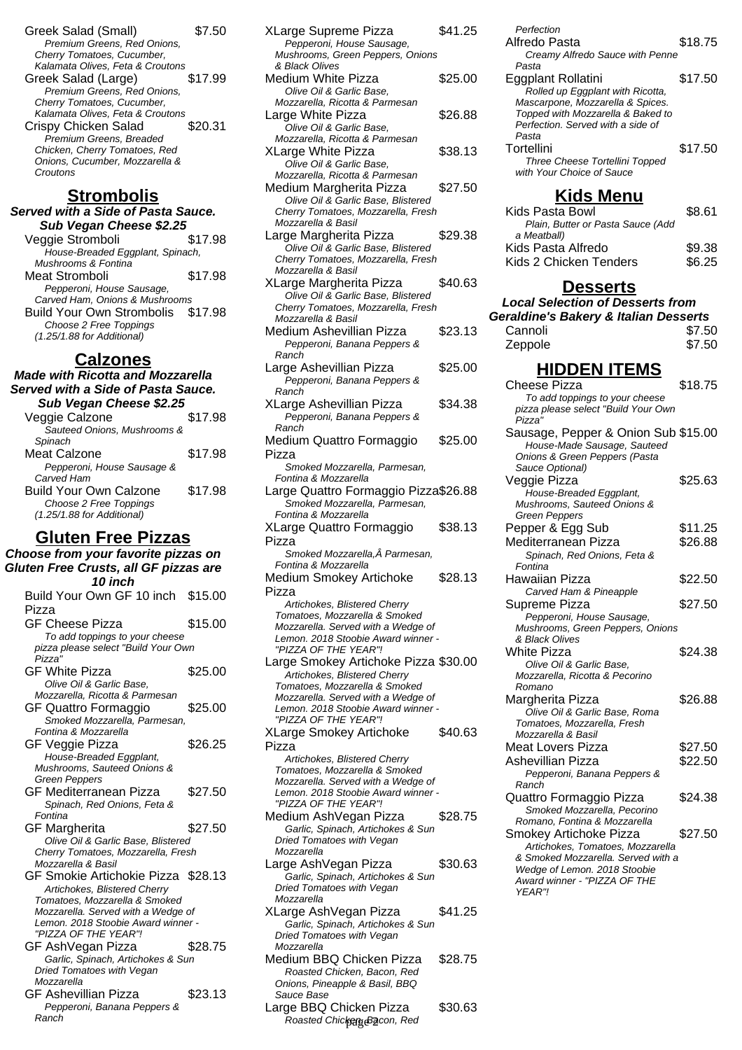Greek Salad (Small) $7.50
*Premium Greens, Red Onions, Cherry Tomatoes, Cucumber, Kalamata Olives, Feta & Croutons*

Greek Salad (Large) $17.99
*Premium Greens, Red Onions, Cherry Tomatoes, Cucumber, Kalamata Olives, Feta & Croutons*

Crispy Chicken Salad $20.31
*Premium Greens, Breaded Chicken, Cherry Tomatoes, Red Onions, Cucumber, Mozzarella & Croutons*

## Strombolis

***Served with a Side of Pasta Sauce.***
***Sub Vegan Cheese $2.25***

Veggie Stromboli $17.98
*House-Breaded Eggplant, Spinach, Mushrooms & Fontina*

Meat Stromboli $17.98
*Pepperoni, House Sausage, Carved Ham, Onions & Mushrooms*

Build Your Own Strombolis $17.98
*Choose 2 Free Toppings (1.25/1.88 for Additional)*

## Calzones

***Made with Ricotta and Mozzarella Served with a Side of Pasta Sauce.***
***Sub Vegan Cheese $2.25***

Veggie Calzone $17.98
*Sauteed Onions, Mushrooms & Spinach*

Meat Calzone $17.98
*Pepperoni, House Sausage & Carved Ham*

Build Your Own Calzone $17.98
*Choose 2 Free Toppings (1.25/1.88 for Additional)*

## Gluten Free Pizzas

***Choose from your favorite pizzas on Gluten Free Crusts, all GF pizzas are 10 inch***

Build Your Own GF 10 inch Pizza $15.00

GF Cheese Pizza $15.00
*To add toppings to your cheese pizza please select "Build Your Own Pizza"*

GF White Pizza $25.00
*Olive Oil & Garlic Base, Mozzarella, Ricotta & Parmesan*

GF Quattro Formaggio $25.00
*Smoked Mozzarella, Parmesan, Fontina & Mozzarella*

GF Veggie Pizza $26.25
*House-Breaded Eggplant, Mushrooms, Sauteed Onions & Green Peppers*

GF Mediterranean Pizza $27.50
*Spinach, Red Onions, Feta & Fontina*

GF Margherita $27.50
*Olive Oil & Garlic Base, Blistered Cherry Tomatoes, Mozzarella, Fresh Mozzarella & Basil*

GF Smokie Artichokie Pizza $28.13
*Artichokes, Blistered Cherry Tomatoes, Mozzarella & Smoked Mozzarella. Served with a Wedge of Lemon. 2018 Stoobie Award winner - "PIZZA OF THE YEAR"!*

GF AshVegan Pizza $28.75
*Garlic, Spinach, Artichokes & Sun Dried Tomatoes with Vegan Mozzarella*

GF Ashevillian Pizza $23.13
*Pepperoni, Banana Peppers & Ranch*

XLarge Supreme Pizza $41.25
*Pepperoni, House Sausage, Mushrooms, Green Peppers, Onions & Black Olives*

Medium White Pizza $25.00
*Olive Oil & Garlic Base, Mozzarella, Ricotta & Parmesan*

Large White Pizza $26.88
*Olive Oil & Garlic Base, Mozzarella, Ricotta & Parmesan*

XLarge White Pizza $38.13
*Olive Oil & Garlic Base, Mozzarella, Ricotta & Parmesan*

Medium Margherita Pizza $27.50
*Olive Oil & Garlic Base, Blistered Cherry Tomatoes, Mozzarella, Fresh Mozzarella & Basil*

Large Margherita Pizza $29.38
*Olive Oil & Garlic Base, Blistered Cherry Tomatoes, Mozzarella, Fresh Mozzarella & Basil*

XLarge Margherita Pizza $40.63
*Olive Oil & Garlic Base, Blistered Cherry Tomatoes, Mozzarella, Fresh Mozzarella & Basil*

Medium Ashevillian Pizza $23.13
*Pepperoni, Banana Peppers & Ranch*

Large Ashevillian Pizza $25.00
*Pepperoni, Banana Peppers & Ranch*

XLarge Ashevillian Pizza $34.38
*Pepperoni, Banana Peppers & Ranch*

Medium Quattro Formaggio Pizza $25.00
*Smoked Mozzarella, Parmesan, Fontina & Mozzarella*

Large Quattro Formaggio Pizza $26.88
*Smoked Mozzarella, Parmesan, Fontina & Mozzarella*

XLarge Quattro Formaggio Pizza $38.13
*Smoked Mozzarella,Â Parmesan, Fontina & Mozzarella*

Medium Smokey Artichoke Pizza $28.13
*Artichokes, Blistered Cherry Tomatoes, Mozzarella & Smoked Mozzarella. Served with a Wedge of Lemon. 2018 Stoobie Award winner - "PIZZA OF THE YEAR"!*

Large Smokey Artichoke Pizza $30.00
*Artichokes, Blistered Cherry Tomatoes, Mozzarella & Smoked Mozzarella. Served with a Wedge of Lemon. 2018 Stoobie Award winner - "PIZZA OF THE YEAR"!*

XLarge Smokey Artichoke Pizza $40.63
*Artichokes, Blistered Cherry Tomatoes, Mozzarella & Smoked Mozzarella. Served with a Wedge of Lemon. 2018 Stoobie Award winner - "PIZZA OF THE YEAR"!*

Medium AshVegan Pizza $28.75
*Garlic, Spinach, Artichokes & Sun Dried Tomatoes with Vegan Mozzarella*

Large AshVegan Pizza $30.63
*Garlic, Spinach, Artichokes & Sun Dried Tomatoes with Vegan Mozzarella*

XLarge AshVegan Pizza $41.25
*Garlic, Spinach, Artichokes & Sun Dried Tomatoes with Vegan Mozzarella*

Medium BBQ Chicken Pizza $28.75
*Roasted Chicken, Bacon, Red Onions, Pineapple & Basil, BBQ Sauce Base*

Large BBQ Chicken Pizza $30.63
*Roasted Chicken, Bacon, Red*

*Perfection*

Alfredo Pasta $18.75
*Creamy Alfredo Sauce with Penne Pasta*

Eggplant Rollatini $17.50
*Rolled up Eggplant with Ricotta, Mascarpone, Mozzarella & Spices. Topped with Mozzarella & Baked to Perfection. Served with a side of Pasta*

Tortellini $17.50
*Three Cheese Tortellini Topped with Your Choice of Sauce*

## Kids Menu

Kids Pasta Bowl $8.61
*Plain, Butter or Pasta Sauce (Add a Meatball)*

Kids Pasta Alfredo $9.38

Kids 2 Chicken Tenders $6.25

## Desserts

***Local Selection of Desserts from Geraldine's Bakery & Italian Desserts***

Cannoli $7.50

Zeppole $7.50

## HIDDEN ITEMS

Cheese Pizza $18.75
*To add toppings to your cheese pizza please select "Build Your Own Pizza"*

Sausage, Pepper & Onion Sub $15.00
*House-Made Sausage, Sauteed Onions & Green Peppers (Pasta Sauce Optional)*

Veggie Pizza $25.63
*House-Breaded Eggplant, Mushrooms, Sauteed Onions & Green Peppers*

Pepper & Egg Sub $11.25

Mediterranean Pizza $26.88
*Spinach, Red Onions, Feta & Fontina*

Hawaiian Pizza $22.50
*Carved Ham & Pineapple*

Supreme Pizza $27.50
*Pepperoni, House Sausage, Mushrooms, Green Peppers, Onions & Black Olives*

White Pizza $24.38
*Olive Oil & Garlic Base, Mozzarella, Ricotta & Pecorino Romano*

Margherita Pizza $26.88
*Olive Oil & Garlic Base, Roma Tomatoes, Mozzarella, Fresh Mozzarella & Basil*

Meat Lovers Pizza $27.50

Ashevillian Pizza $22.50
*Pepperoni, Banana Peppers & Ranch*

Quattro Formaggio Pizza $24.38
*Smoked Mozzarella, Pecorino Romano, Fontina & Mozzarella*

Smokey Artichoke Pizza $27.50
*Artichokes, Tomatoes, Mozzarella & Smoked Mozzarella. Served with a Wedge of Lemon. 2018 Stoobie Award winner - "PIZZA OF THE YEAR"!*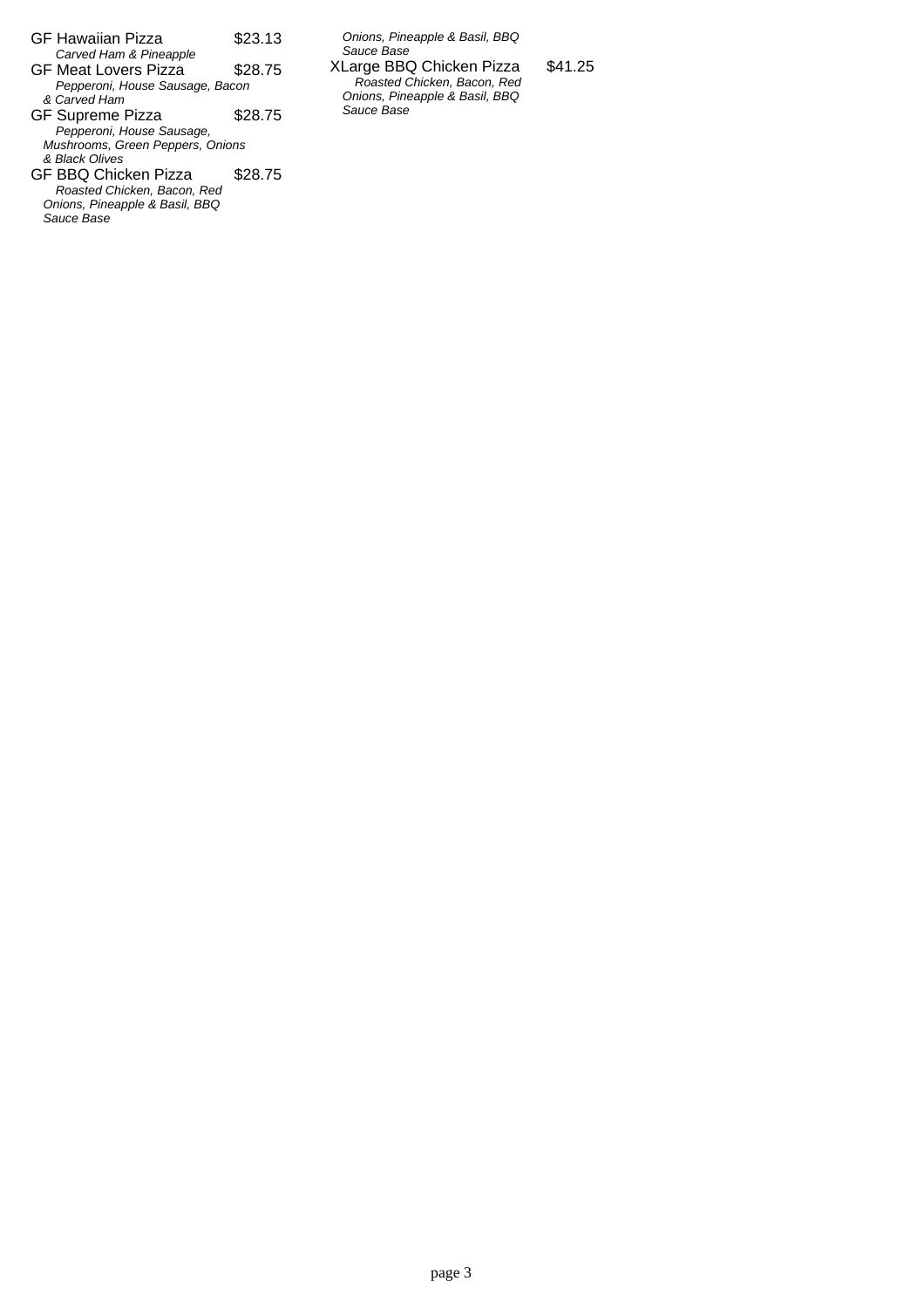GF Hawaiian Pizza $23.13
*Carved Ham & Pineapple*

GF Meat Lovers Pizza $28.75
*Pepperoni, House Sausage, Bacon & Carved Ham*

GF Supreme Pizza $28.75
*Pepperoni, House Sausage, Mushrooms, Green Peppers, Onions & Black Olives*

GF BBQ Chicken Pizza $28.75
*Roasted Chicken, Bacon, Red Onions, Pineapple & Basil, BBQ Sauce Base*

*Onions, Pineapple & Basil, BBQ Sauce Base*

XLarge BBQ Chicken Pizza $41.25
*Roasted Chicken, Bacon, Red Onions, Pineapple & Basil, BBQ Sauce Base*